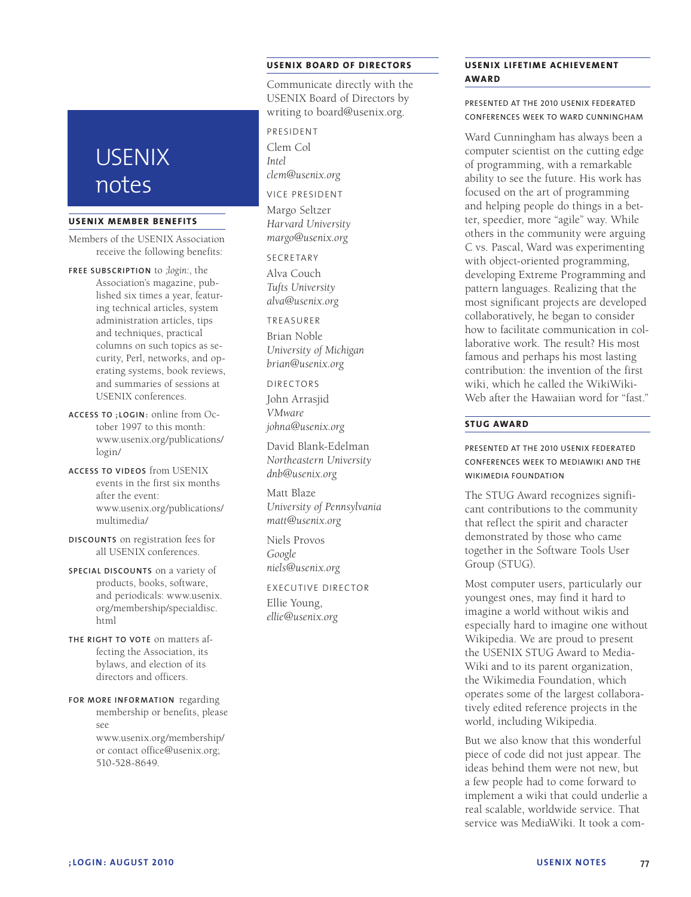# USENIX notes

## USENIX MEMBER BENEFITS

Members of the USENIX Association receive the following benefits:

**FREE SUBSCRIPTION** to *;login:*, the Association's magazine, published six times a year, featuring technical articles, system administration articles, tips and techniques, practical columns on such topics as security, Perl, networks, and operating systems, book reviews, and summaries of sessions at USENIX conferences.

**ACCESS TO ;LOGIN:** online from October 1997 to this month: www.usenix.org/publications/login/

**ACCESS TO VIDEOS** from USENIX events in the first six months after the event: www.usenix.org/publications/multimedia/

**DISCOUNTS** on registration fees for all USENIX conferences.

**SPECIAL DISCOUNTS** on a variety of products, books, software, and periodicals: www.usenix.org/membership/specialdisc.html

**THE RIGHT TO VOTE** on matters affecting the Association, its bylaws, and election of its directors and officers.

**FOR MORE INFORMATION** regarding membership or benefits, please see www.usenix.org/membership/ or contact office@usenix.org; 510-528-8649.

## USENIX BOARD OF DIRECTORS

Communicate directly with the USENIX Board of Directors by writing to board@usenix.org.

PRESIDENT

Clem Col
*Intel*
*clem@usenix.org*

VICE PRESIDENT

Margo Seltzer
*Harvard University*
*margo@usenix.org*

SECRETARY

Alva Couch
*Tufts University*
*alva@usenix.org*

TREASURER

Brian Noble
*University of Michigan*
*brian@usenix.org*

DIRECTORS

John Arrasjid
*VMware*
*johna@usenix.org*

David Blank-Edelman
*Northeastern University*
*dnb@usenix.org*

Matt Blaze
*University of Pennsylvania*
*matt@usenix.org*

Niels Provos
*Google*
*niels@usenix.org*

EXECUTIVE DIRECTOR

Ellie Young,
*ellie@usenix.org*

## USENIX LIFETIME ACHIEVEMENT AWARD

PRESENTED AT THE 2010 USENIX FEDERATED CONFERENCES WEEK TO WARD CUNNINGHAM

Ward Cunningham has always been a computer scientist on the cutting edge of programming, with a remarkable ability to see the future. His work has focused on the art of programming and helping people do things in a better, speedier, more "agile" way. While others in the community were arguing C vs. Pascal, Ward was experimenting with object-oriented programming, developing Extreme Programming and pattern languages. Realizing that the most significant projects are developed collaboratively, he began to consider how to facilitate communication in collaborative work. The result? His most famous and perhaps his most lasting contribution: the invention of the first wiki, which he called the WikiWikiWeb after the Hawaiian word for "fast."

## STUG AWARD

PRESENTED AT THE 2010 USENIX FEDERATED CONFERENCES WEEK TO MEDIAWIKI AND THE WIKIMEDIA FOUNDATION

The STUG Award recognizes significant contributions to the community that reflect the spirit and character demonstrated by those who came together in the Software Tools User Group (STUG).

Most computer users, particularly our youngest ones, may find it hard to imagine a world without wikis and especially hard to imagine one without Wikipedia. We are proud to present the USENIX STUG Award to MediaWiki and to its parent organization, the Wikimedia Foundation, which operates some of the largest collaboratively edited reference projects in the world, including Wikipedia.

But we also know that this wonderful piece of code did not just appear. The ideas behind them were not new, but a few people had to come forward to implement a wiki that could underlie a real scalable, worldwide service. That service was MediaWiki. It took a com-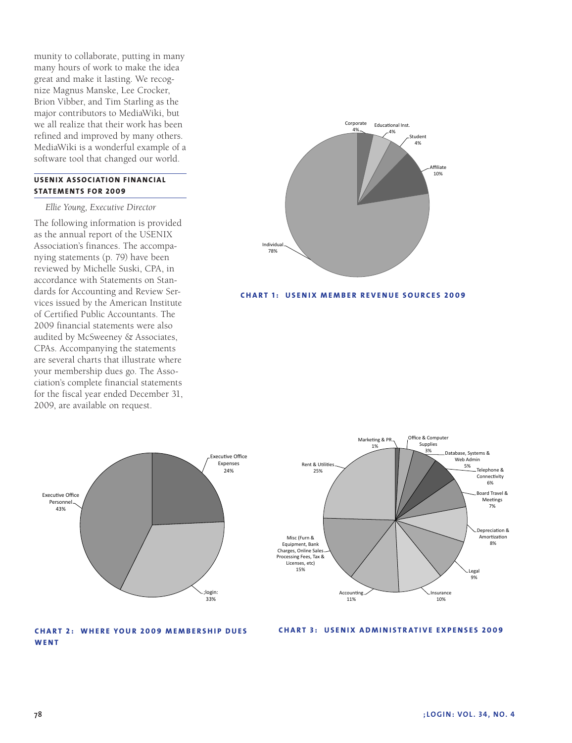munity to collaborate, putting in many many hours of work to make the idea great and make it lasting. We recognize Magnus Manske, Lee Crocker, Brion Vibber, and Tim Starling as the major contributors to MediaWiki, but we all realize that their work has been refined and improved by many others. MediaWiki is a wonderful example of a software tool that changed our world.

## USENIX Association Financial Statements for 2009

*Ellie Young, Executive Director*

The following information is provided as the annual report of the USENIX Association's finances. The accompanying statements (p. 79) have been reviewed by Michelle Suski, CPA, in accordance with Statements on Standards for Accounting and Review Services issued by the American Institute of Certified Public Accountants. The 2009 financial statements were also audited by McSweeney & Associates, CPAs. Accompanying the statements are several charts that illustrate where your membership dues go. The Association's complete financial statements for the fiscal year ended December 31, 2009, are available on request.

Corporate 4%, Educational Inst. 4%, Student 4%, Affiliate 10%, Individual 78%

**CHART 1: USENIX MEMBER REVENUE SOURCES 2009**

Executive Office Expenses 24%, ;login: 33%, Executive Office Personnel 43%

**CHART 2: WHERE YOUR 2009 MEMBERSHIP DUES WENT**

Marketing & PR 1%, Office & Computer Supplies 3%, Database, Systems & Web Admin 5%, Telephone & Connectivity 6%, Board Travel & Meetings 7%, Depreciation & Amortization 8%, Legal 9%, Insurance 10%, Accounting 11%, Misc (Furn & Equipment, Bank Charges, Online Sales Processing Fees, Tax & Licenses, etc) 15%, Rent & Utilities 25%

**CHART 3: USENIX ADMINISTRATIVE EXPENSES 2009**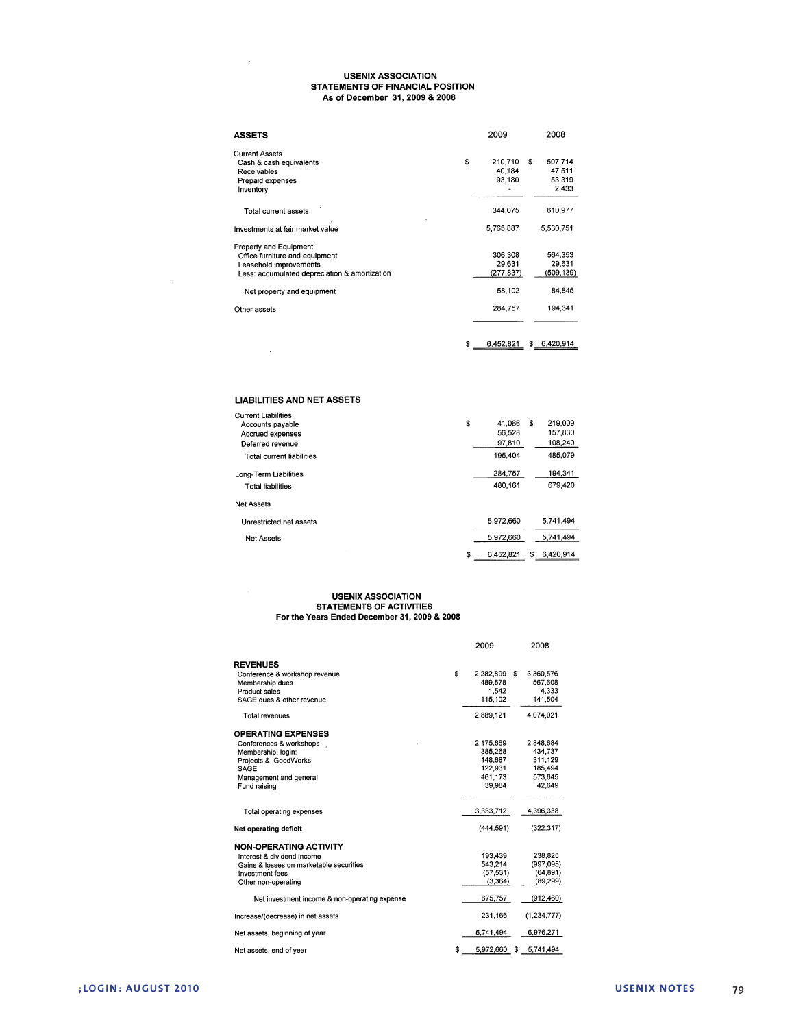## USENIX ASSOCIATION
## STATEMENTS OF FINANCIAL POSITION
### As of December 31, 2009 & 2008

| ASSETS | 2009 | 2008 |
|---|---|---|
| **Current Assets** | | |
| Cash & cash equivalents | $ 210,710 | $ 507,714 |
| Receivables | 40,184 | 47,511 |
| Prepaid expenses | 93,180 | 53,319 |
| Inventory | - | 2,433 |
| Total current assets | 344,075 | 610,977 |
| Investments at fair market value | 5,765,887 | 5,530,751 |
| **Property and Equipment** | | |
| Office furniture and equipment | 306,308 | 564,353 |
| Leasehold improvements | 29,631 | 29,631 |
| Less: accumulated depreciation & amortization | (277,837) | (509,139) |
| Net property and equipment | 58,102 | 84,845 |
| Other assets | 284,757 | 194,341 |
| | $ 6,452,821 | $ 6,420,914 |

| LIABILITIES AND NET ASSETS | 2009 | 2008 |
|---|---|---|
| **Current Liabilities** | | |
| Accounts payable | $ 41,066 | $ 219,009 |
| Accrued expenses | 56,528 | 157,830 |
| Deferred revenue | 97,810 | 108,240 |
| Total current liabilities | 195,404 | 485,079 |
| Long-Term Liabilities | 284,757 | 194,341 |
| Total liabilities | 480,161 | 679,420 |
| **Net Assets** | | |
| Unrestricted net assets | 5,972,660 | 5,741,494 |
| Net Assets | 5,972,660 | 5,741,494 |
| | $ 6,452,821 | $ 6,420,914 |

## USENIX ASSOCIATION
## STATEMENTS OF ACTIVITIES
### For the Years Ended December 31, 2009 & 2008

| | 2009 | 2008 |
|---|---|---|
| **REVENUES** | | |
| Conference & workshop revenue | $ 2,282,899 | $ 3,360,576 |
| Membership dues | 489,578 | 567,608 |
| Product sales | 1,542 | 4,333 |
| SAGE dues & other revenue | 115,102 | 141,504 |
| Total revenues | 2,889,121 | 4,074,021 |
| **OPERATING EXPENSES** | | |
| Conferences & workshops | 2,175,669 | 2,848,684 |
| Membership; login: | 385,268 | 434,737 |
| Projects & GoodWorks | 148,687 | 311,129 |
| SAGE | 122,931 | 185,494 |
| Management and general | 461,173 | 573,645 |
| Fund raising | 39,984 | 42,649 |
| Total operating expenses | 3,333,712 | 4,396,338 |
| **Net operating deficit** | (444,591) | (322,317) |
| **NON-OPERATING ACTIVITY** | | |
| Interest & dividend income | 193,439 | 238,825 |
| Gains & losses on marketable securities | 543,214 | (997,095) |
| Investment fees | (57,531) | (64,891) |
| Other non-operating | (3,364) | (89,299) |
| Net investment income & non-operating expense | 675,757 | (912,460) |
| Increase/(decrease) in net assets | 231,166 | (1,234,777) |
| Net assets, beginning of year | 5,741,494 | 6,976,271 |
| Net assets, end of year | $ 5,972,660 | $ 5,741,494 |